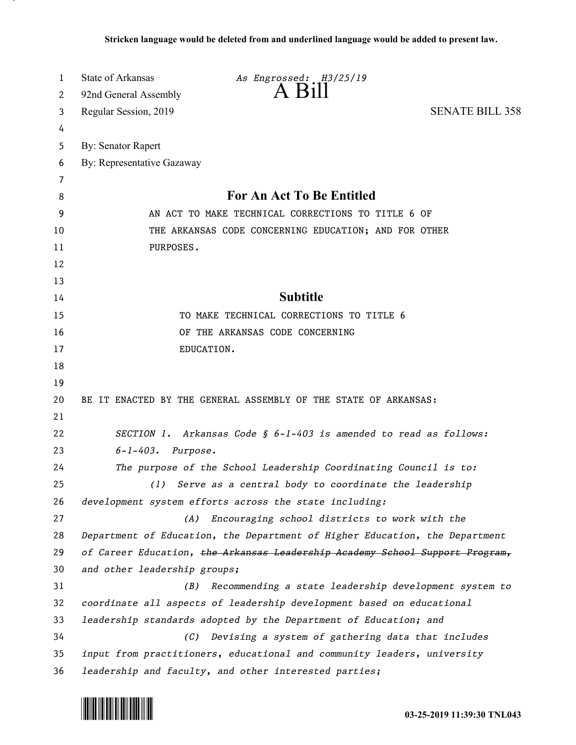Stricken language would be deleted from and underlined language would be added to present law.

State of Arkansas *As Engrossed: H3/25/19*

92nd General Assembly

# A Bill

Regular Session, 2019 SENATE BILL 358

By: Senator Rapert

By: Representative Gazaway

## For An Act To Be Entitled

AN ACT TO MAKE TECHNICAL CORRECTIONS TO TITLE 6 OF THE ARKANSAS CODE CONCERNING EDUCATION; AND FOR OTHER PURPOSES.

## Subtitle

TO MAKE TECHNICAL CORRECTIONS TO TITLE 6 OF THE ARKANSAS CODE CONCERNING EDUCATION.

BE IT ENACTED BY THE GENERAL ASSEMBLY OF THE STATE OF ARKANSAS:

*SECTION 1. Arkansas Code § 6-1-403 is amended to read as follows:*

*6-1-403. Purpose.*

*The purpose of the School Leadership Coordinating Council is to:*

*(1) Serve as a central body to coordinate the leadership development system efforts across the state including:*

*(A) Encouraging school districts to work with the Department of Education, the Department of Higher Education, the Department of Career Education, ~~the Arkansas Leadership Academy School Support Program,~~ and other leadership groups;*

*(B) Recommending a state leadership development system to coordinate all aspects of leadership development based on educational leadership standards adopted by the Department of Education; and*

*(C) Devising a system of gathering data that includes input from practitioners, educational and community leaders, university leadership and faculty, and other interested parties;*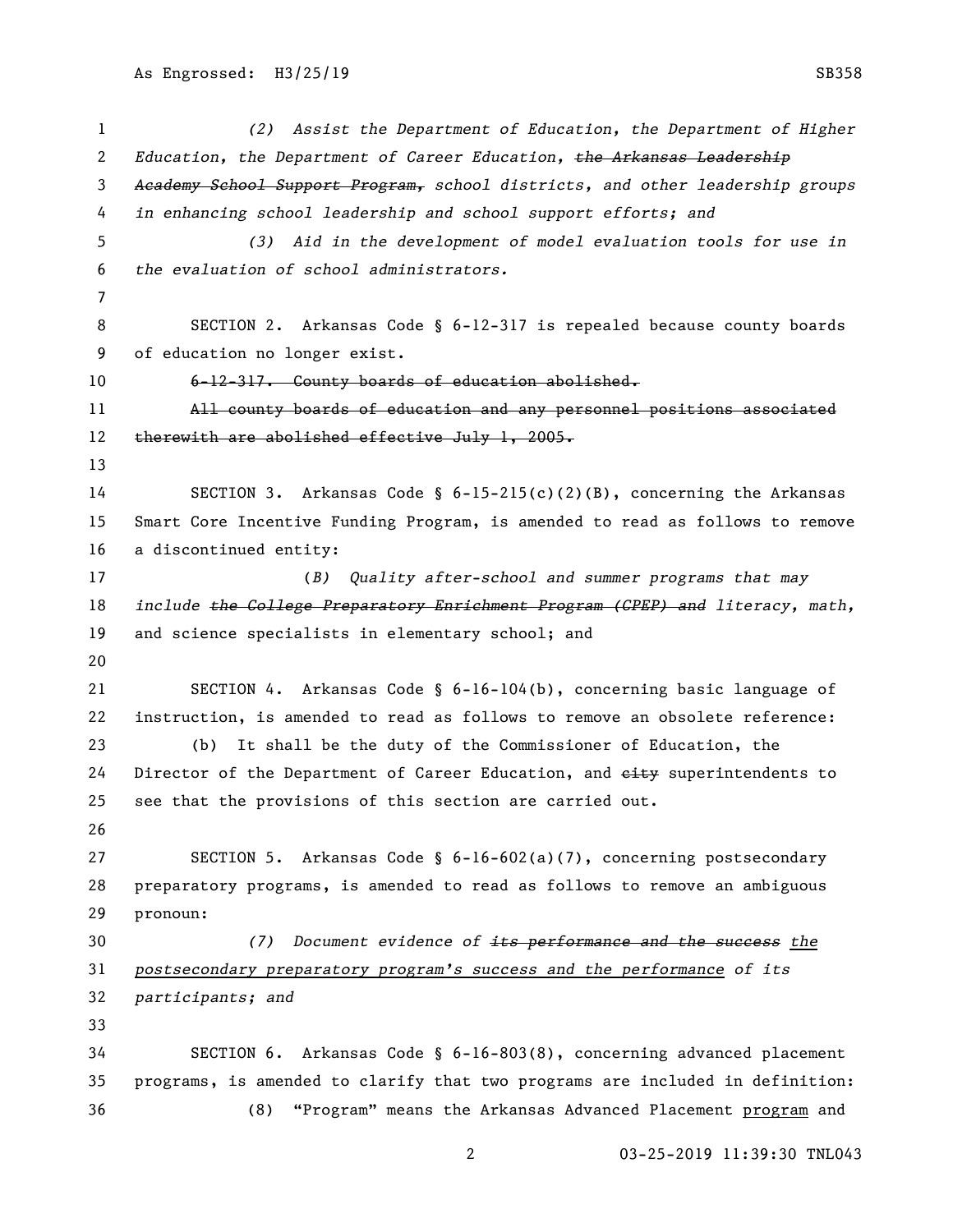*(2) Assist the Department of Education, the Department of Higher Education, the Department of Career Education, ~~the Arkansas Leadership Academy School Support Program,~~ school districts, and other leadership groups in enhancing school leadership and school support efforts; and*

*(3) Aid in the development of model evaluation tools for use in the evaluation of school administrators.*

SECTION 2. Arkansas Code § 6-12-317 is repealed because county boards of education no longer exist.

~~6-12-317. County boards of education abolished.~~

~~All county boards of education and any personnel positions associated therewith are abolished effective July 1, 2005.~~

SECTION 3. Arkansas Code § 6-15-215(c)(2)(B), concerning the Arkansas Smart Core Incentive Funding Program, is amended to read as follows to remove a discontinued entity:

(*B) Quality after-school and summer programs that may include ~~the College Preparatory Enrichment Program (CPEP) and~~ literacy, math,* and science specialists in elementary school; and

SECTION 4. Arkansas Code § 6-16-104(b), concerning basic language of instruction, is amended to read as follows to remove an obsolete reference:

(b) It shall be the duty of the Commissioner of Education, the Director of the Department of Career Education, and ~~city~~ superintendents to see that the provisions of this section are carried out.

SECTION 5. Arkansas Code § 6-16-602(a)(7), concerning postsecondary preparatory programs, is amended to read as follows to remove an ambiguous pronoun:

*(7) Document evidence of ~~its performance and the success~~ <u>the postsecondary preparatory program's success and the performance</u> of its participants; and*

SECTION 6. Arkansas Code § 6-16-803(8), concerning advanced placement programs, is amended to clarify that two programs are included in definition:

(8) "Program" means the Arkansas Advanced Placement <u>program</u> and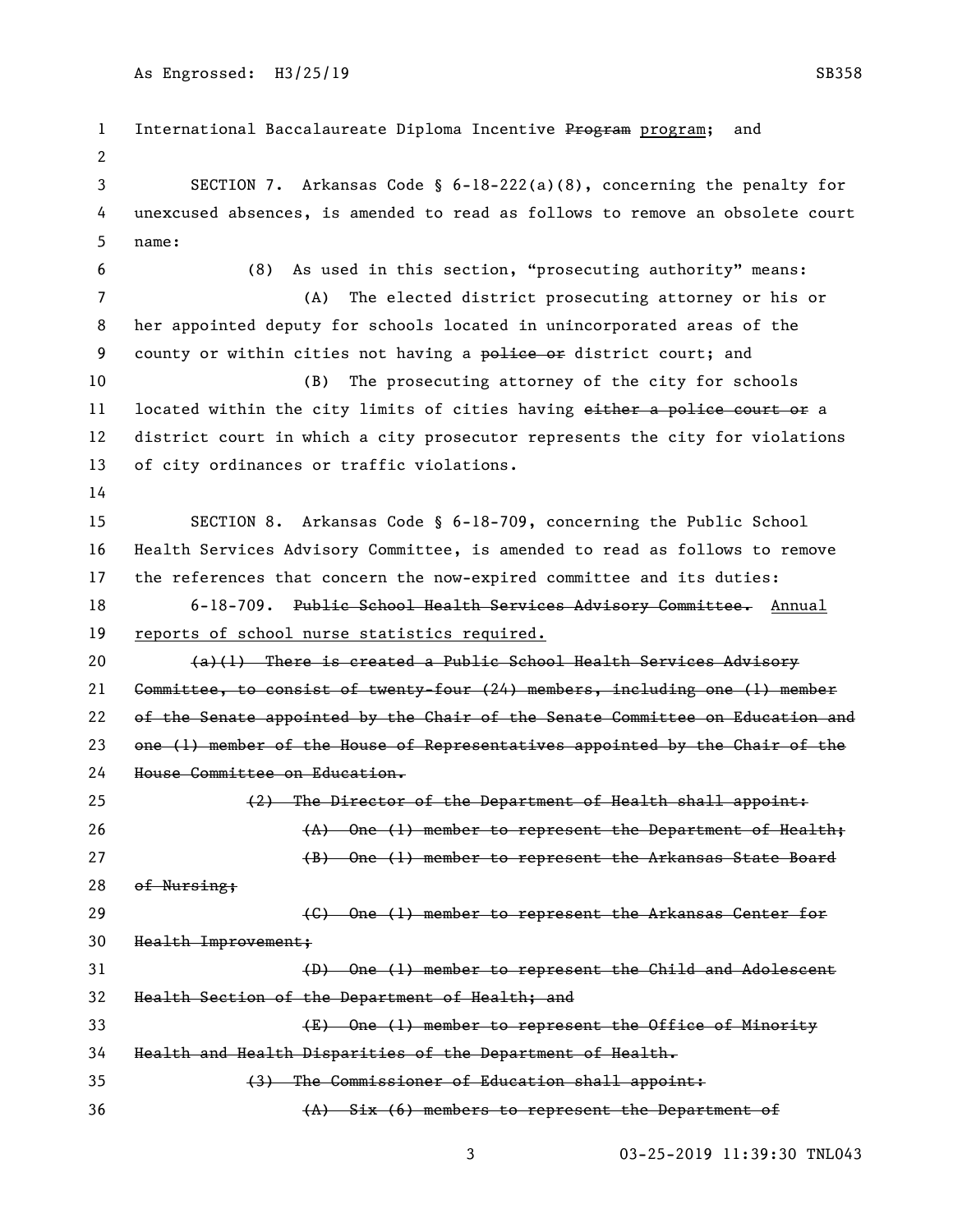International Baccalaureate Diploma Incentive ~~Program~~ <u>program</u>; and

SECTION 7. Arkansas Code § 6-18-222(a)(8), concerning the penalty for unexcused absences, is amended to read as follows to remove an obsolete court name:

(8) As used in this section, "prosecuting authority" means:

(A) The elected district prosecuting attorney or his or her appointed deputy for schools located in unincorporated areas of the county or within cities not having a ~~police or~~ district court; and

(B) The prosecuting attorney of the city for schools located within the city limits of cities having ~~either a police court or~~ a district court in which a city prosecutor represents the city for violations of city ordinances or traffic violations.

SECTION 8. Arkansas Code § 6-18-709, concerning the Public School Health Services Advisory Committee, is amended to read as follows to remove the references that concern the now-expired committee and its duties:

6-18-709. ~~Public School Health Services Advisory Committee.~~ <u>Annual reports of school nurse statistics required.</u>

~~(a)(1) There is created a Public School Health Services Advisory Committee, to consist of twenty-four (24) members, including one (1) member of the Senate appointed by the Chair of the Senate Committee on Education and one (1) member of the House of Representatives appointed by the Chair of the House Committee on Education.~~

~~(2) The Director of the Department of Health shall appoint:~~

~~(A) One (1) member to represent the Department of Health;~~

~~(B) One (1) member to represent the Arkansas State Board of Nursing;~~

~~(C) One (1) member to represent the Arkansas Center for Health Improvement;~~

~~(D) One (1) member to represent the Child and Adolescent Health Section of the Department of Health; and~~

~~(E) One (1) member to represent the Office of Minority Health and Health Disparities of the Department of Health.~~

~~(3) The Commissioner of Education shall appoint:~~

~~(A) Six (6) members to represent the Department of~~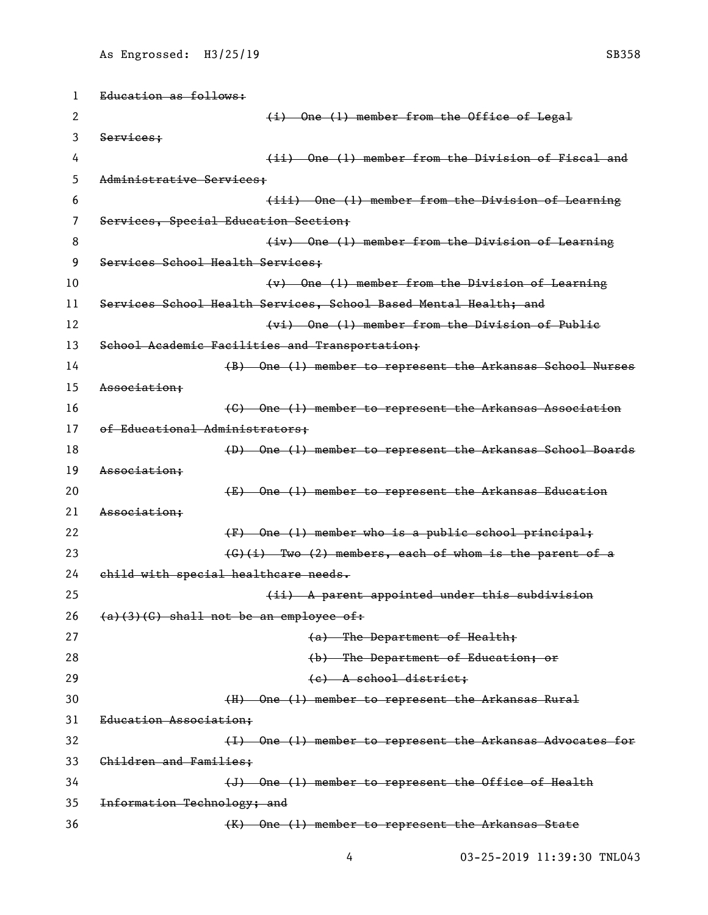~~Education as follows:~~

~~(i) One (1) member from the Office of Legal Services;~~

~~(ii) One (1) member from the Division of Fiscal and Administrative Services;~~

~~(iii) One (1) member from the Division of Learning Services, Special Education Section;~~

~~(iv) One (1) member from the Division of Learning Services School Health Services;~~

~~(v) One (1) member from the Division of Learning Services School Health Services, School Based Mental Health; and~~

~~(vi) One (1) member from the Division of Public School Academic Facilities and Transportation;~~

~~(B) One (1) member to represent the Arkansas School Nurses Association;~~

~~(C) One (1) member to represent the Arkansas Association of Educational Administrators;~~

~~(D) One (1) member to represent the Arkansas School Boards Association;~~

~~(E) One (1) member to represent the Arkansas Education Association;~~

~~(F) One (1) member who is a public school principal;~~

~~(G)(i) Two (2) members, each of whom is the parent of a child with special healthcare needs.~~

~~(ii) A parent appointed under this subdivision (a)(3)(G) shall not be an employee of:~~

~~(a) The Department of Health;~~

~~(b) The Department of Education; or~~

~~(c) A school district;~~

~~(H) One (1) member to represent the Arkansas Rural Education Association;~~

~~(I) One (1) member to represent the Arkansas Advocates for Children and Families;~~

~~(J) One (1) member to represent the Office of Health Information Technology; and~~

~~(K) One (1) member to represent the Arkansas State~~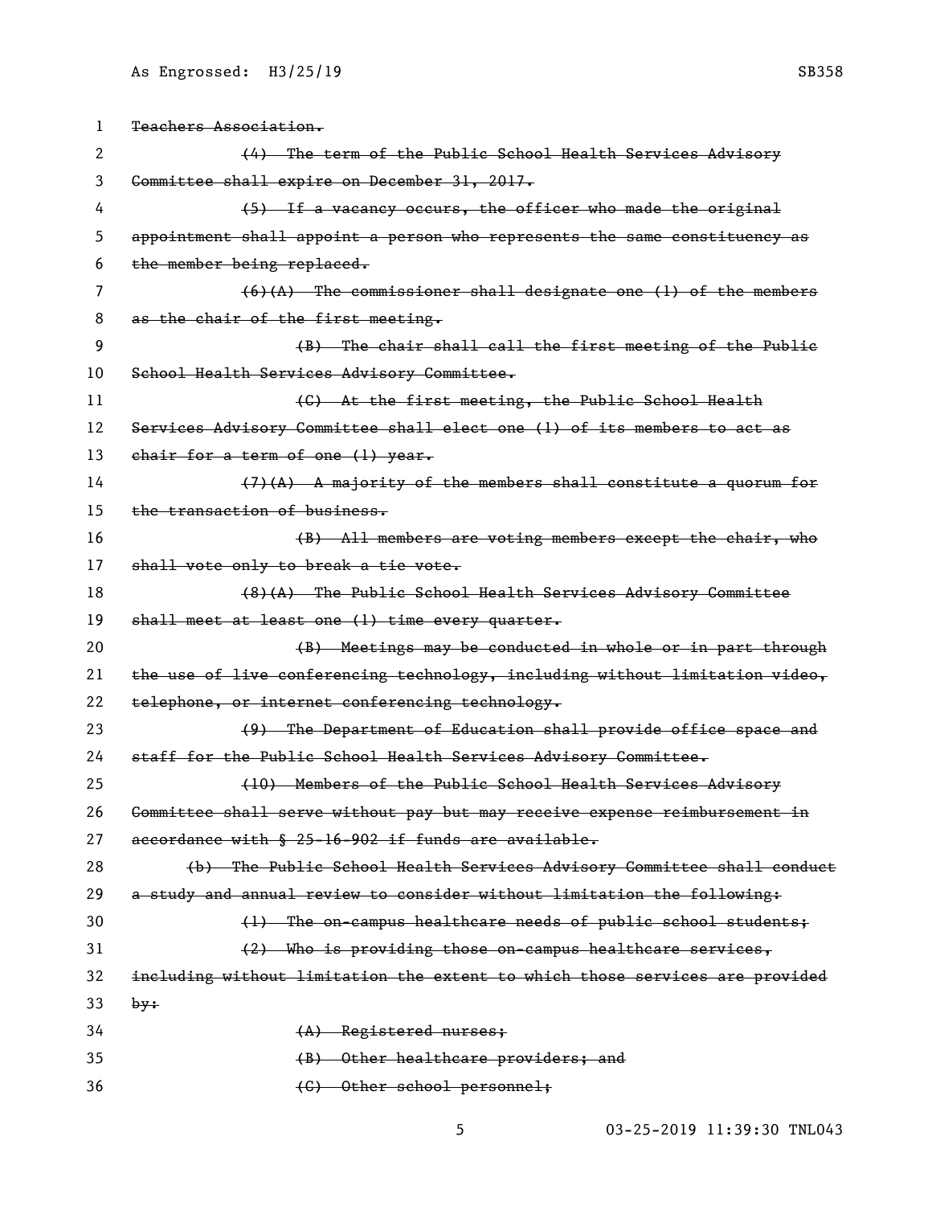~~Teachers Association.~~

~~(4) The term of the Public School Health Services Advisory Committee shall expire on December 31, 2017.~~

~~(5) If a vacancy occurs, the officer who made the original appointment shall appoint a person who represents the same constituency as the member being replaced.~~

~~(6)(A) The commissioner shall designate one (1) of the members as the chair of the first meeting.~~

~~(B) The chair shall call the first meeting of the Public School Health Services Advisory Committee.~~

~~(C) At the first meeting, the Public School Health Services Advisory Committee shall elect one (1) of its members to act as chair for a term of one (1) year.~~

~~(7)(A) A majority of the members shall constitute a quorum for the transaction of business.~~

~~(B) All members are voting members except the chair, who shall vote only to break a tie vote.~~

~~(8)(A) The Public School Health Services Advisory Committee shall meet at least one (1) time every quarter.~~

~~(B) Meetings may be conducted in whole or in part through the use of live conferencing technology, including without limitation video, telephone, or internet conferencing technology.~~

~~(9) The Department of Education shall provide office space and staff for the Public School Health Services Advisory Committee.~~

~~(10) Members of the Public School Health Services Advisory Committee shall serve without pay but may receive expense reimbursement in accordance with § 25-16-902 if funds are available.~~

~~(b) The Public School Health Services Advisory Committee shall conduct a study and annual review to consider without limitation the following:~~

~~(1) The on-campus healthcare needs of public school students;~~

~~(2) Who is providing those on-campus healthcare services, including without limitation the extent to which those services are provided by:~~

~~(A) Registered nurses;~~

~~(B) Other healthcare providers; and~~

~~(C) Other school personnel;~~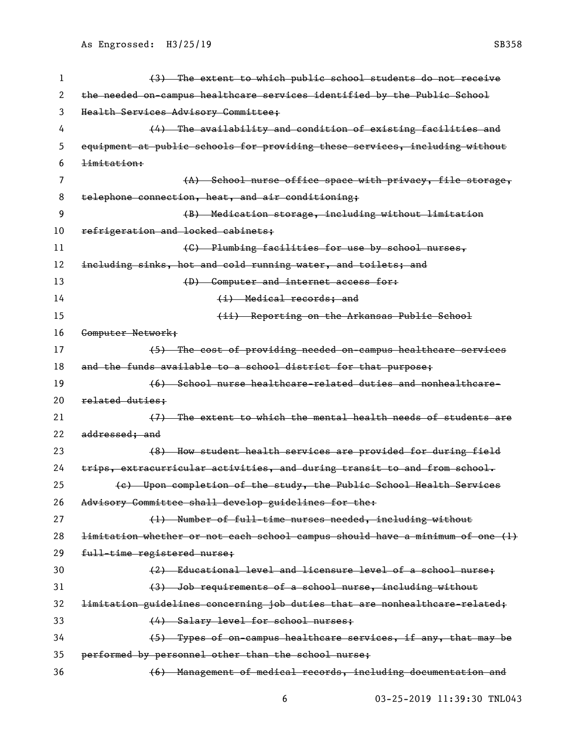~~(3) The extent to which public school students do not receive the needed on-campus healthcare services identified by the Public School Health Services Advisory Committee;~~

~~(4) The availability and condition of existing facilities and equipment at public schools for providing these services, including without limitation:~~

~~(A) School nurse office space with privacy, file storage, telephone connection, heat, and air conditioning;~~

~~(B) Medication storage, including without limitation refrigeration and locked cabinets;~~

~~(C) Plumbing facilities for use by school nurses, including sinks, hot and cold running water, and toilets; and~~

~~(D) Computer and internet access for:~~

~~(i) Medical records; and~~

~~(ii) Reporting on the Arkansas Public School Computer Network;~~

~~(5) The cost of providing needed on-campus healthcare services and the funds available to a school district for that purpose;~~

~~(6) School nurse healthcare-related duties and nonhealthcare-related duties;~~

~~(7) The extent to which the mental health needs of students are addressed; and~~

~~(8) How student health services are provided for during field trips, extracurricular activities, and during transit to and from school.~~

~~(c) Upon completion of the study, the Public School Health Services Advisory Committee shall develop guidelines for the:~~

~~(1) Number of full-time nurses needed, including without limitation whether or not each school campus should have a minimum of one (1) full-time registered nurse;~~

~~(2) Educational level and licensure level of a school nurse;~~

~~(3) Job requirements of a school nurse, including without limitation guidelines concerning job duties that are nonhealthcare-related;~~

~~(4) Salary level for school nurses;~~

~~(5) Types of on-campus healthcare services, if any, that may be performed by personnel other than the school nurse;~~

~~(6) Management of medical records, including documentation and~~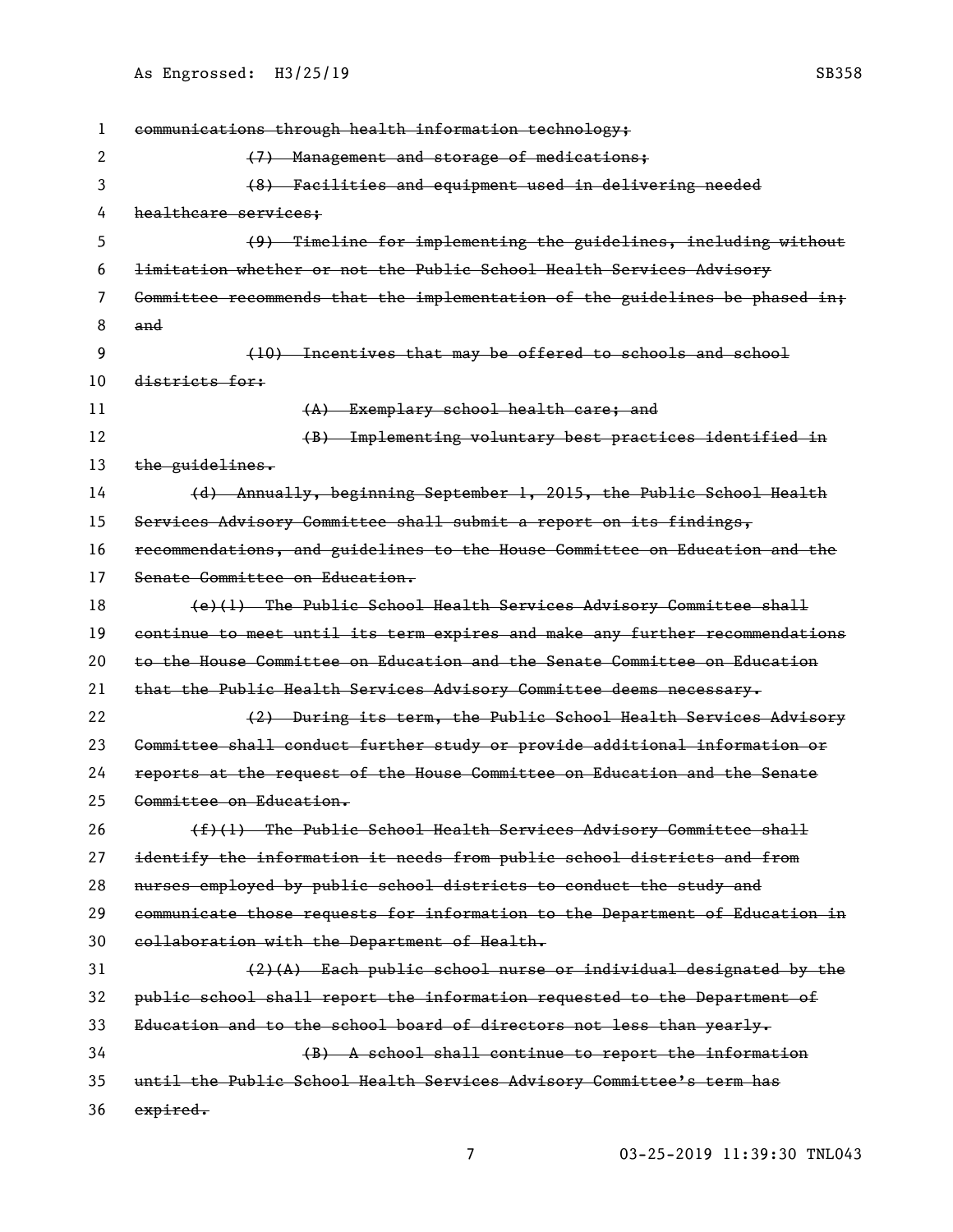~~communications through health information technology;~~

~~(7) Management and storage of medications;~~

~~(8) Facilities and equipment used in delivering needed healthcare services;~~

~~(9) Timeline for implementing the guidelines, including without limitation whether or not the Public School Health Services Advisory Committee recommends that the implementation of the guidelines be phased in; and~~

~~(10) Incentives that may be offered to schools and school districts for:~~

~~(A) Exemplary school health care; and~~

~~(B) Implementing voluntary best practices identified in the guidelines.~~

~~(d) Annually, beginning September 1, 2015, the Public School Health Services Advisory Committee shall submit a report on its findings, recommendations, and guidelines to the House Committee on Education and the Senate Committee on Education.~~

~~(e)(1) The Public School Health Services Advisory Committee shall continue to meet until its term expires and make any further recommendations to the House Committee on Education and the Senate Committee on Education that the Public Health Services Advisory Committee deems necessary.~~

~~(2) During its term, the Public School Health Services Advisory Committee shall conduct further study or provide additional information or reports at the request of the House Committee on Education and the Senate Committee on Education.~~

~~(f)(1) The Public School Health Services Advisory Committee shall identify the information it needs from public school districts and from nurses employed by public school districts to conduct the study and communicate those requests for information to the Department of Education in collaboration with the Department of Health.~~

~~(2)(A) Each public school nurse or individual designated by the public school shall report the information requested to the Department of Education and to the school board of directors not less than yearly.~~

~~(B) A school shall continue to report the information until the Public School Health Services Advisory Committee's term has expired.~~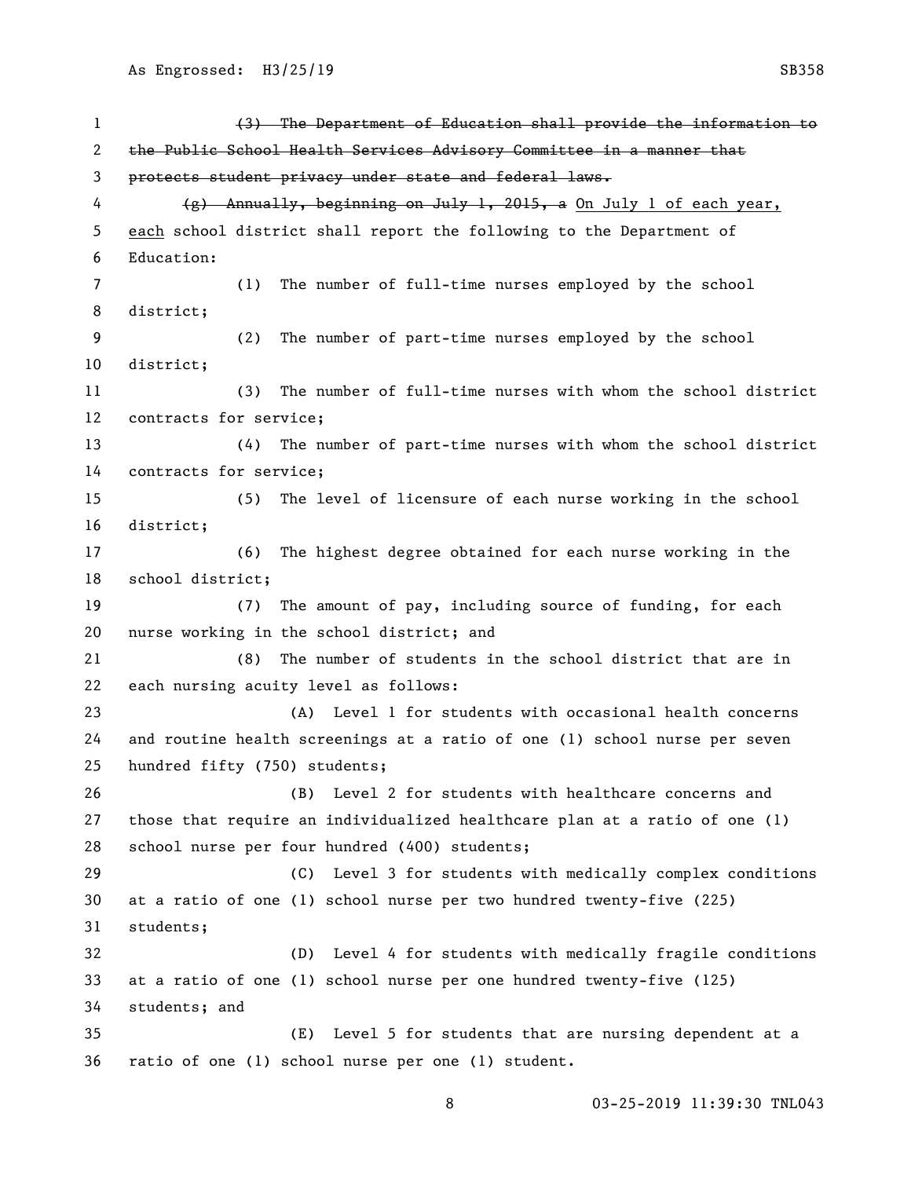~~(3) The Department of Education shall provide the information to the Public School Health Services Advisory Committee in a manner that protects student privacy under state and federal laws.~~

~~(g) Annually, beginning on July 1, 2015, a~~ On July 1 of each year, each school district shall report the following to the Department of Education:

(1) The number of full-time nurses employed by the school district;

(2) The number of part-time nurses employed by the school district;

(3) The number of full-time nurses with whom the school district contracts for service;

(4) The number of part-time nurses with whom the school district contracts for service;

(5) The level of licensure of each nurse working in the school district;

(6) The highest degree obtained for each nurse working in the school district;

(7) The amount of pay, including source of funding, for each nurse working in the school district; and

(8) The number of students in the school district that are in each nursing acuity level as follows:

(A) Level 1 for students with occasional health concerns and routine health screenings at a ratio of one (1) school nurse per seven hundred fifty (750) students;

(B) Level 2 for students with healthcare concerns and those that require an individualized healthcare plan at a ratio of one (1) school nurse per four hundred (400) students;

(C) Level 3 for students with medically complex conditions at a ratio of one (1) school nurse per two hundred twenty-five (225) students;

(D) Level 4 for students with medically fragile conditions at a ratio of one (1) school nurse per one hundred twenty-five (125) students; and

(E) Level 5 for students that are nursing dependent at a ratio of one (1) school nurse per one (1) student.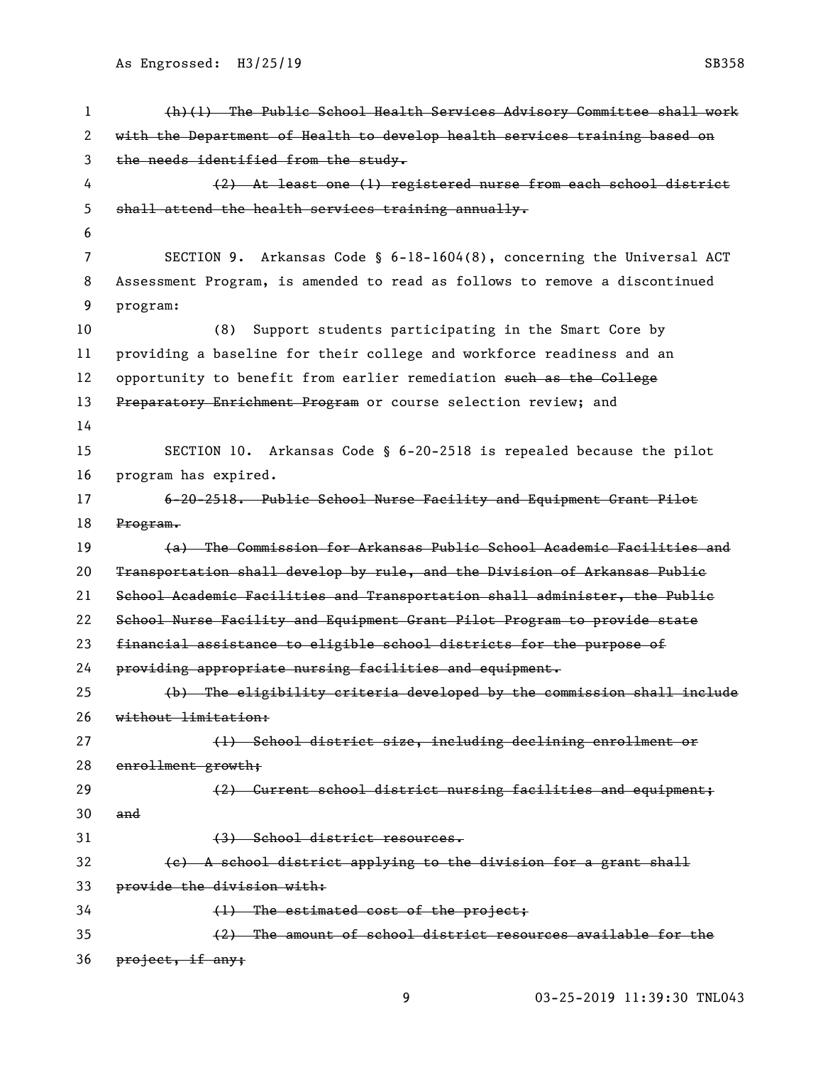~~(h)(1) The Public School Health Services Advisory Committee shall work with the Department of Health to develop health services training based on the needs identified from the study.~~

~~(2) At least one (1) registered nurse from each school district shall attend the health services training annually.~~

SECTION 9. Arkansas Code § 6-18-1604(8), concerning the Universal ACT Assessment Program, is amended to read as follows to remove a discontinued program:

(8) Support students participating in the Smart Core by providing a baseline for their college and workforce readiness and an opportunity to benefit from earlier remediation ~~such as the College Preparatory Enrichment Program~~ or course selection review; and

SECTION 10. Arkansas Code § 6-20-2518 is repealed because the pilot program has expired.

~~6-20-2518. Public School Nurse Facility and Equipment Grant Pilot Program.~~

~~(a) The Commission for Arkansas Public School Academic Facilities and Transportation shall develop by rule, and the Division of Arkansas Public School Academic Facilities and Transportation shall administer, the Public School Nurse Facility and Equipment Grant Pilot Program to provide state financial assistance to eligible school districts for the purpose of providing appropriate nursing facilities and equipment.~~

~~(b) The eligibility criteria developed by the commission shall include without limitation:~~

~~(1) School district size, including declining enrollment or enrollment growth;~~

~~(2) Current school district nursing facilities and equipment; and~~

~~(3) School district resources.~~

~~(c) A school district applying to the division for a grant shall provide the division with:~~

~~(1) The estimated cost of the project;~~

~~(2) The amount of school district resources available for the project, if any;~~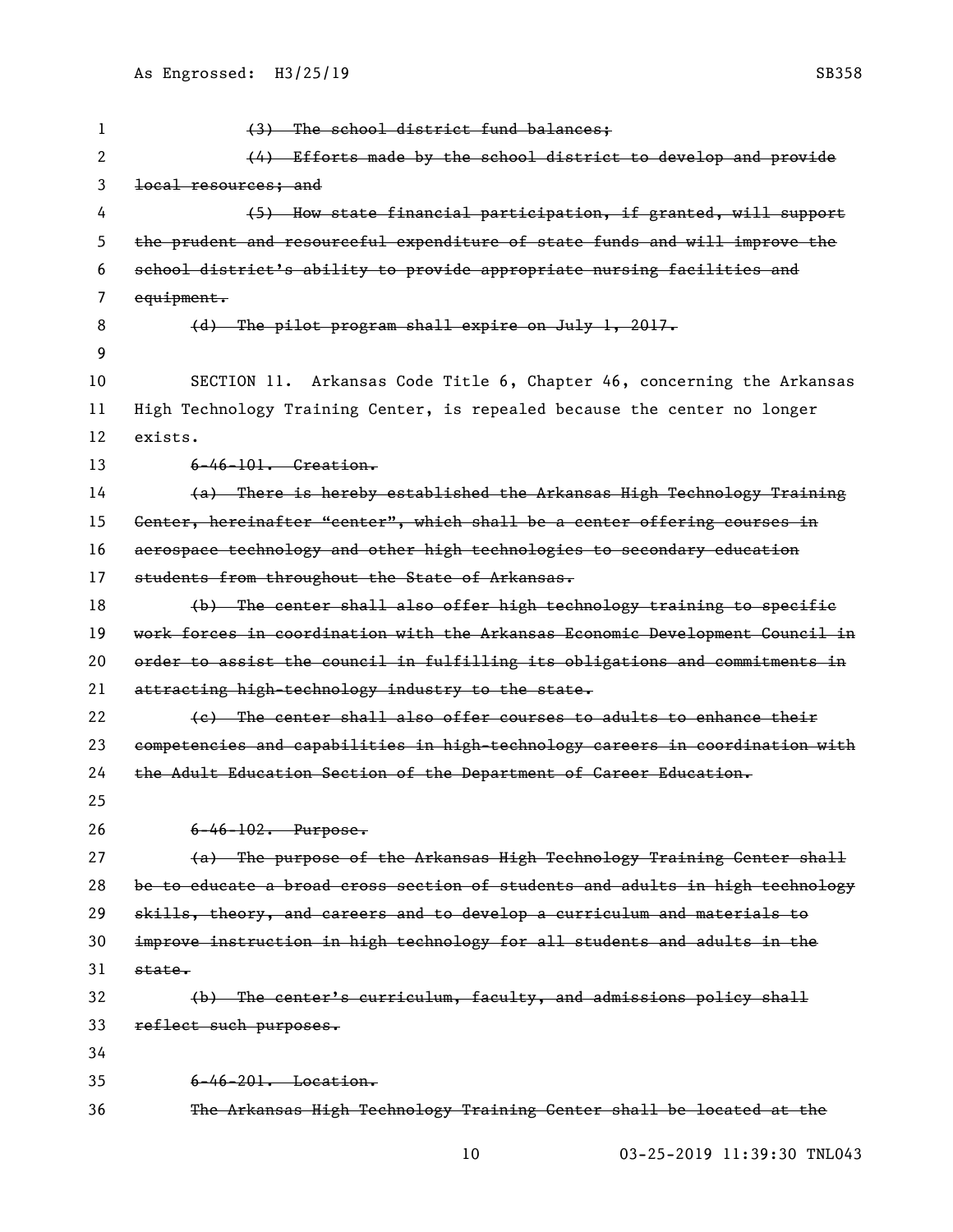~~(3) The school district fund balances;~~

~~(4) Efforts made by the school district to develop and provide local resources; and~~

~~(5) How state financial participation, if granted, will support the prudent and resourceful expenditure of state funds and will improve the school district's ability to provide appropriate nursing facilities and equipment.~~

~~(d) The pilot program shall expire on July 1, 2017.~~

SECTION 11. Arkansas Code Title 6, Chapter 46, concerning the Arkansas High Technology Training Center, is repealed because the center no longer exists.

~~6-46-101. Creation.~~

~~(a) There is hereby established the Arkansas High Technology Training Center, hereinafter "center", which shall be a center offering courses in aerospace technology and other high technologies to secondary education students from throughout the State of Arkansas.~~

~~(b) The center shall also offer high technology training to specific work forces in coordination with the Arkansas Economic Development Council in order to assist the council in fulfilling its obligations and commitments in attracting high-technology industry to the state.~~

~~(c) The center shall also offer courses to adults to enhance their competencies and capabilities in high-technology careers in coordination with the Adult Education Section of the Department of Career Education.~~

~~6-46-102. Purpose.~~

~~(a) The purpose of the Arkansas High Technology Training Center shall be to educate a broad cross section of students and adults in high technology skills, theory, and careers and to develop a curriculum and materials to improve instruction in high technology for all students and adults in the state.~~

~~(b) The center's curriculum, faculty, and admissions policy shall reflect such purposes.~~

~~6-46-201. Location.~~

~~The Arkansas High Technology Training Center shall be located at the~~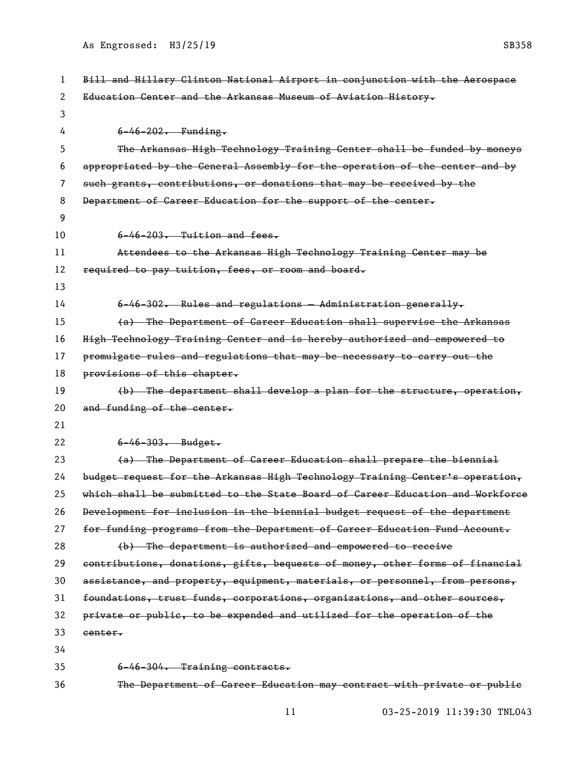~~Bill and Hillary Clinton National Airport in conjunction with the Aerospace Education Center and the Arkansas Museum of Aviation History.~~

~~6-46-202. Funding.~~

~~The Arkansas High Technology Training Center shall be funded by moneys appropriated by the General Assembly for the operation of the center and by such grants, contributions, or donations that may be received by the Department of Career Education for the support of the center.~~

~~6-46-203. Tuition and fees.~~

~~Attendees to the Arkansas High Technology Training Center may be required to pay tuition, fees, or room and board.~~

~~6-46-302. Rules and regulations — Administration generally.~~

~~(a) The Department of Career Education shall supervise the Arkansas High Technology Training Center and is hereby authorized and empowered to promulgate rules and regulations that may be necessary to carry out the provisions of this chapter.~~

~~(b) The department shall develop a plan for the structure, operation, and funding of the center.~~

~~6-46-303. Budget.~~

~~(a) The Department of Career Education shall prepare the biennial budget request for the Arkansas High Technology Training Center's operation, which shall be submitted to the State Board of Career Education and Workforce Development for inclusion in the biennial budget request of the department for funding programs from the Department of Career Education Fund Account.~~

~~(b) The department is authorized and empowered to receive contributions, donations, gifts, bequests of money, other forms of financial assistance, and property, equipment, materials, or personnel, from persons, foundations, trust funds, corporations, organizations, and other sources, private or public, to be expended and utilized for the operation of the center.~~

~~6-46-304. Training contracts.~~

~~The Department of Career Education may contract with private or public~~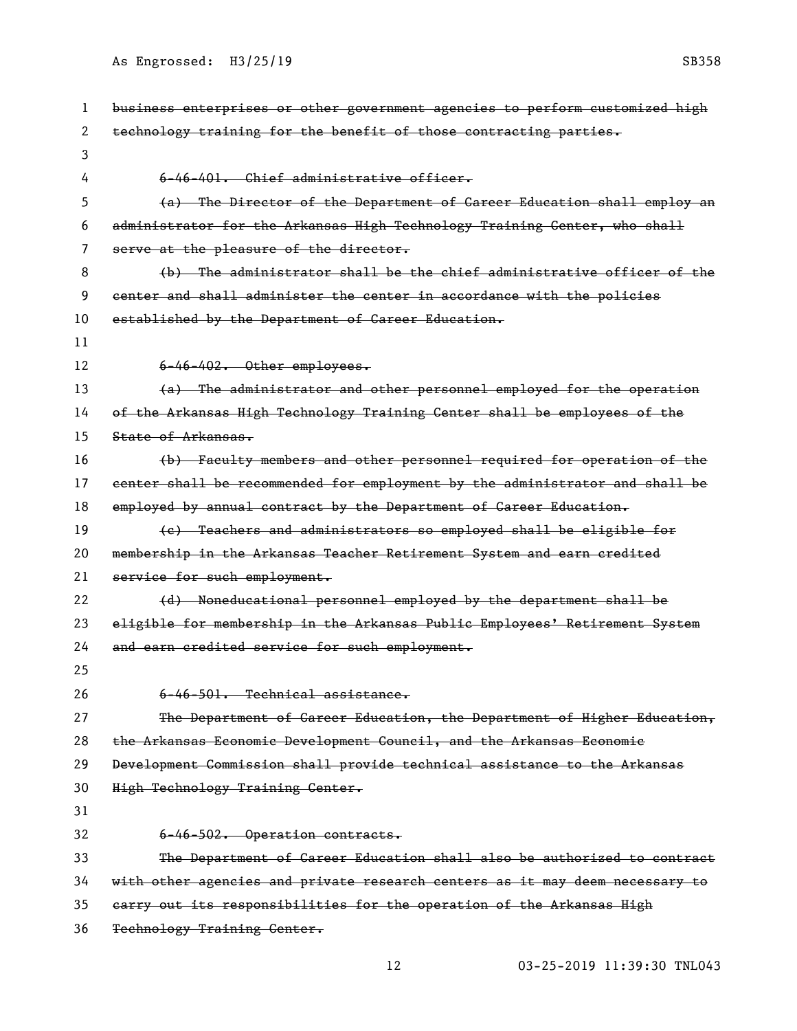~~business enterprises or other government agencies to perform customized high technology training for the benefit of those contracting parties.~~

~~6-46-401. Chief administrative officer.~~

~~(a) The Director of the Department of Career Education shall employ an administrator for the Arkansas High Technology Training Center, who shall serve at the pleasure of the director.~~

~~(b) The administrator shall be the chief administrative officer of the center and shall administer the center in accordance with the policies established by the Department of Career Education.~~

~~6-46-402. Other employees.~~

~~(a) The administrator and other personnel employed for the operation of the Arkansas High Technology Training Center shall be employees of the State of Arkansas.~~

~~(b) Faculty members and other personnel required for operation of the center shall be recommended for employment by the administrator and shall be employed by annual contract by the Department of Career Education.~~

~~(c) Teachers and administrators so employed shall be eligible for membership in the Arkansas Teacher Retirement System and earn credited service for such employment.~~

~~(d) Noneducational personnel employed by the department shall be eligible for membership in the Arkansas Public Employees' Retirement System and earn credited service for such employment.~~

~~6-46-501. Technical assistance.~~

~~The Department of Career Education, the Department of Higher Education, the Arkansas Economic Development Council, and the Arkansas Economic Development Commission shall provide technical assistance to the Arkansas High Technology Training Center.~~

~~6-46-502. Operation contracts.~~

~~The Department of Career Education shall also be authorized to contract with other agencies and private research centers as it may deem necessary to carry out its responsibilities for the operation of the Arkansas High Technology Training Center.~~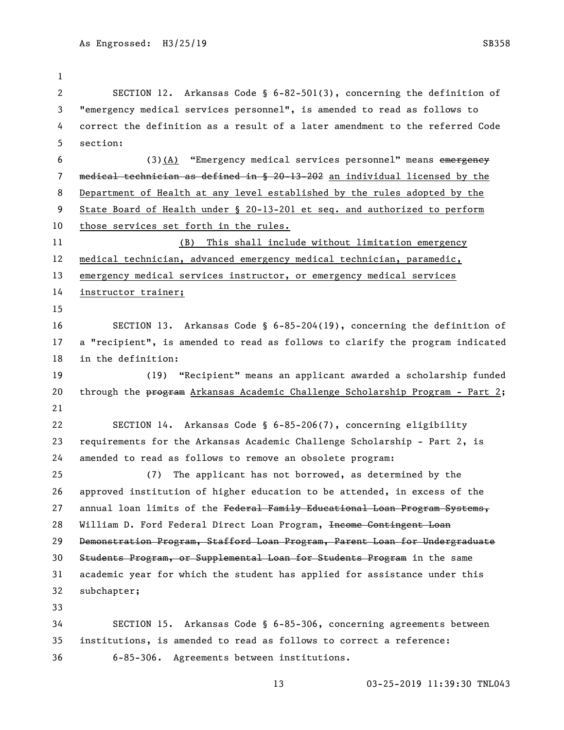SECTION 12. Arkansas Code § 6-82-501(3), concerning the definition of "emergency medical services personnel", is amended to read as follows to correct the definition as a result of a later amendment to the referred Code section:

(3)<u>(A)</u> "Emergency medical services personnel" means ~~emergency medical technician as defined in § 20-13-202~~ <u>an individual licensed by the Department of Health at any level established by the rules adopted by the State Board of Health under § 20-13-201 et seq. and authorized to perform those services set forth in the rules.</u>

<u>(B) This shall include without limitation emergency medical technician, advanced emergency medical technician, paramedic, emergency medical services instructor, or emergency medical services instructor trainer;</u>

SECTION 13. Arkansas Code § 6-85-204(19), concerning the definition of a "recipient", is amended to read as follows to clarify the program indicated in the definition:

(19) "Recipient" means an applicant awarded a scholarship funded through the ~~program~~ <u>Arkansas Academic Challenge Scholarship Program - Part 2</u>;

SECTION 14. Arkansas Code § 6-85-206(7), concerning eligibility requirements for the Arkansas Academic Challenge Scholarship - Part 2, is amended to read as follows to remove an obsolete program:

(7) The applicant has not borrowed, as determined by the approved institution of higher education to be attended, in excess of the annual loan limits of the ~~Federal Family Educational Loan Program Systems,~~ William D. Ford Federal Direct Loan Program, ~~Income Contingent Loan Demonstration Program, Stafford Loan Program, Parent Loan for Undergraduate Students Program, or Supplemental Loan for Students Program~~ in the same academic year for which the student has applied for assistance under this subchapter;

SECTION 15. Arkansas Code § 6-85-306, concerning agreements between institutions, is amended to read as follows to correct a reference:

6-85-306. Agreements between institutions.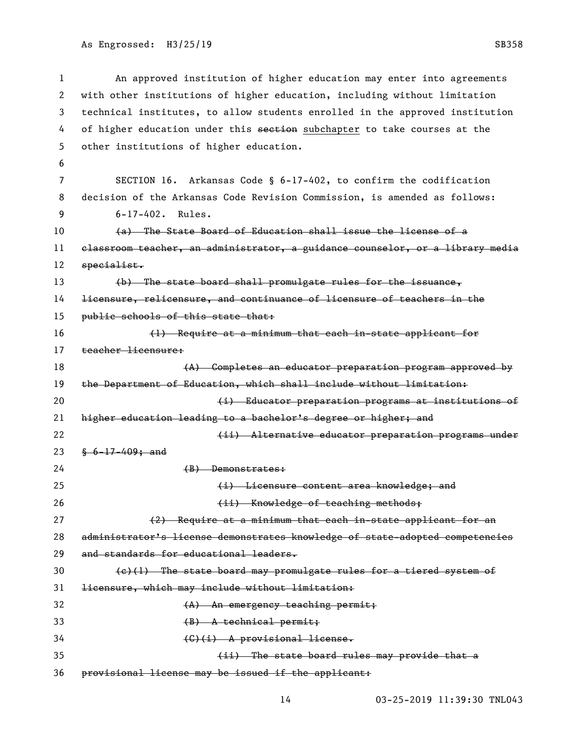An approved institution of higher education may enter into agreements with other institutions of higher education, including without limitation technical institutes, to allow students enrolled in the approved institution of higher education under this ~~section~~ <u>subchapter</u> to take courses at the other institutions of higher education.

SECTION 16. Arkansas Code § 6-17-402, to confirm the codification decision of the Arkansas Code Revision Commission, is amended as follows:

6-17-402. Rules.

~~(a) The State Board of Education shall issue the license of a classroom teacher, an administrator, a guidance counselor, or a library media specialist.~~

~~(b) The state board shall promulgate rules for the issuance, licensure, relicensure, and continuance of licensure of teachers in the public schools of this state that:~~

~~(1) Require at a minimum that each in-state applicant for teacher licensure:~~

~~(A) Completes an educator preparation program approved by the Department of Education, which shall include without limitation:~~

~~(i) Educator preparation programs at institutions of higher education leading to a bachelor's degree or higher; and~~

~~(ii) Alternative educator preparation programs under § 6-17-409; and~~

~~(B) Demonstrates:~~

~~(i) Licensure content area knowledge; and~~

~~(ii) Knowledge of teaching methods;~~

~~(2) Require at a minimum that each in-state applicant for an administrator's license demonstrates knowledge of state-adopted competencies and standards for educational leaders.~~

~~(c)(1) The state board may promulgate rules for a tiered system of licensure, which may include without limitation:~~

~~(A) An emergency teaching permit;~~

~~(B) A technical permit;~~

~~(C)(i) A provisional license.~~

~~(ii) The state board rules may provide that a provisional license may be issued if the applicant:~~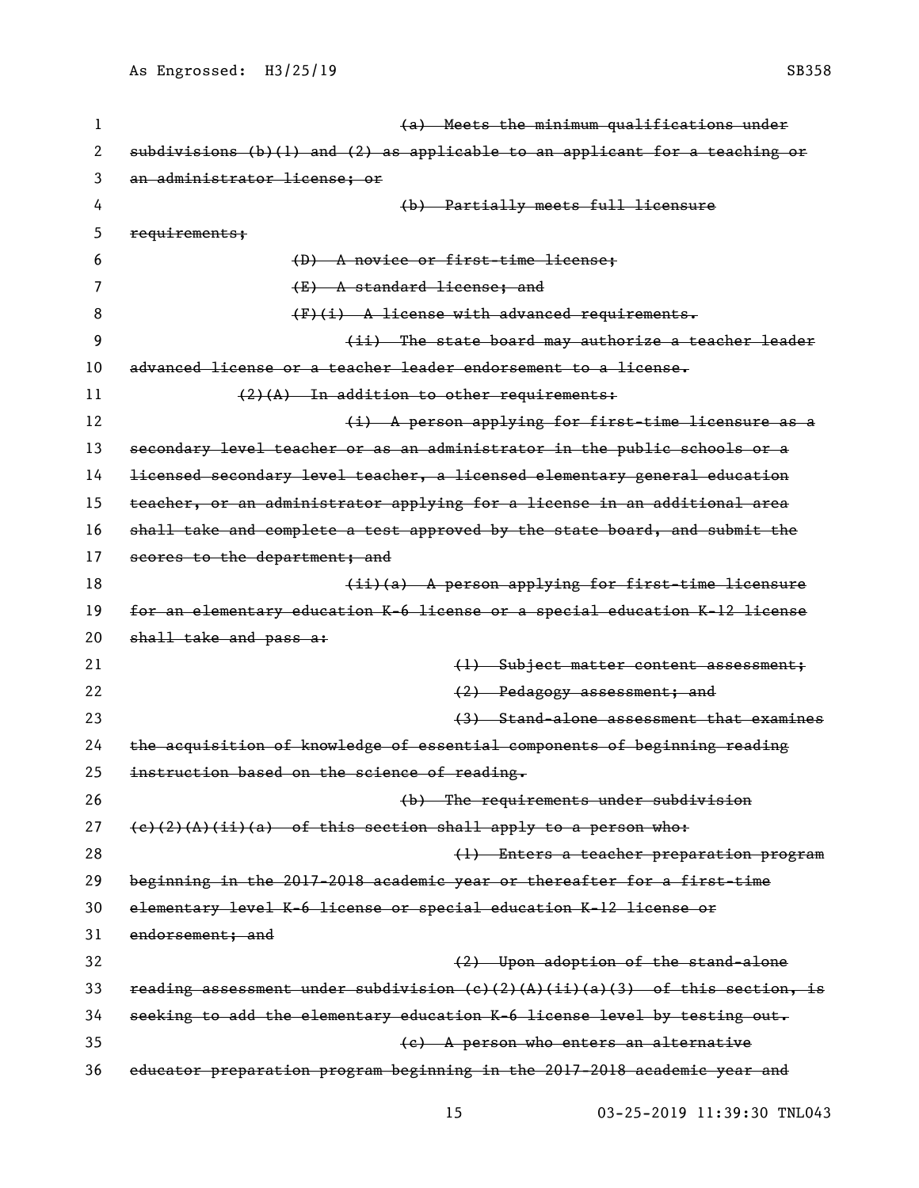~~(a) Meets the minimum qualifications under subdivisions (b)(1) and (2) as applicable to an applicant for a teaching or an administrator license; or~~

~~(b) Partially meets full licensure requirements;~~

~~(D) A novice or first-time license;~~

~~(E) A standard license; and~~

~~(F)(i) A license with advanced requirements.~~

~~(ii) The state board may authorize a teacher leader advanced license or a teacher leader endorsement to a license.~~

~~(2)(A) In addition to other requirements:~~

~~(i) A person applying for first-time licensure as a secondary level teacher or as an administrator in the public schools or a licensed secondary level teacher, a licensed elementary general education teacher, or an administrator applying for a license in an additional area shall take and complete a test approved by the state board, and submit the scores to the department; and~~

~~(ii)(a) A person applying for first-time licensure for an elementary education K-6 license or a special education K-12 license shall take and pass a:~~

~~(1) Subject matter content assessment;~~

~~(2) Pedagogy assessment; and~~

~~(3) Stand-alone assessment that examines the acquisition of knowledge of essential components of beginning reading instruction based on the science of reading.~~

~~(b) The requirements under subdivision (c)(2)(A)(ii)(a) of this section shall apply to a person who:~~

~~(1) Enters a teacher preparation program beginning in the 2017-2018 academic year or thereafter for a first-time elementary level K-6 license or special education K-12 license or endorsement; and~~

~~(2) Upon adoption of the stand-alone reading assessment under subdivision (c)(2)(A)(ii)(a)(3) of this section, is seeking to add the elementary education K-6 license level by testing out.~~

~~(c) A person who enters an alternative educator preparation program beginning in the 2017-2018 academic year and~~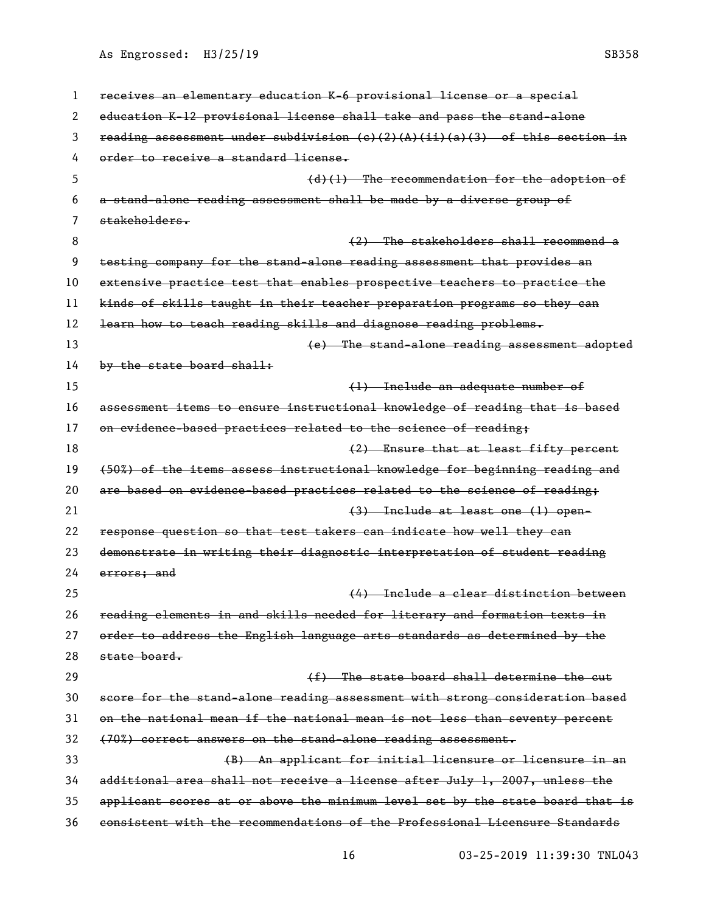~~receives an elementary education K-6 provisional license or a special education K-12 provisional license shall take and pass the stand-alone reading assessment under subdivision (c)(2)(A)(ii)(a)(3) of this section in order to receive a standard license.~~

~~(d)(1) The recommendation for the adoption of a stand-alone reading assessment shall be made by a diverse group of stakeholders.~~

~~(2) The stakeholders shall recommend a testing company for the stand-alone reading assessment that provides an extensive practice test that enables prospective teachers to practice the kinds of skills taught in their teacher preparation programs so they can learn how to teach reading skills and diagnose reading problems.~~

~~(e) The stand-alone reading assessment adopted by the state board shall:~~

~~(1) Include an adequate number of assessment items to ensure instructional knowledge of reading that is based on evidence-based practices related to the science of reading;~~

~~(2) Ensure that at least fifty percent (50%) of the items assess instructional knowledge for beginning reading and are based on evidence-based practices related to the science of reading;~~

~~(3) Include at least one (1) open-response question so that test takers can indicate how well they can demonstrate in writing their diagnostic interpretation of student reading errors; and~~

~~(4) Include a clear distinction between reading elements in and skills needed for literary and formation texts in order to address the English language arts standards as determined by the state board.~~

~~(f) The state board shall determine the cut score for the stand-alone reading assessment with strong consideration based on the national mean if the national mean is not less than seventy percent (70%) correct answers on the stand-alone reading assessment.~~

~~(B) An applicant for initial licensure or licensure in an additional area shall not receive a license after July 1, 2007, unless the applicant scores at or above the minimum level set by the state board that is consistent with the recommendations of the Professional Licensure Standards~~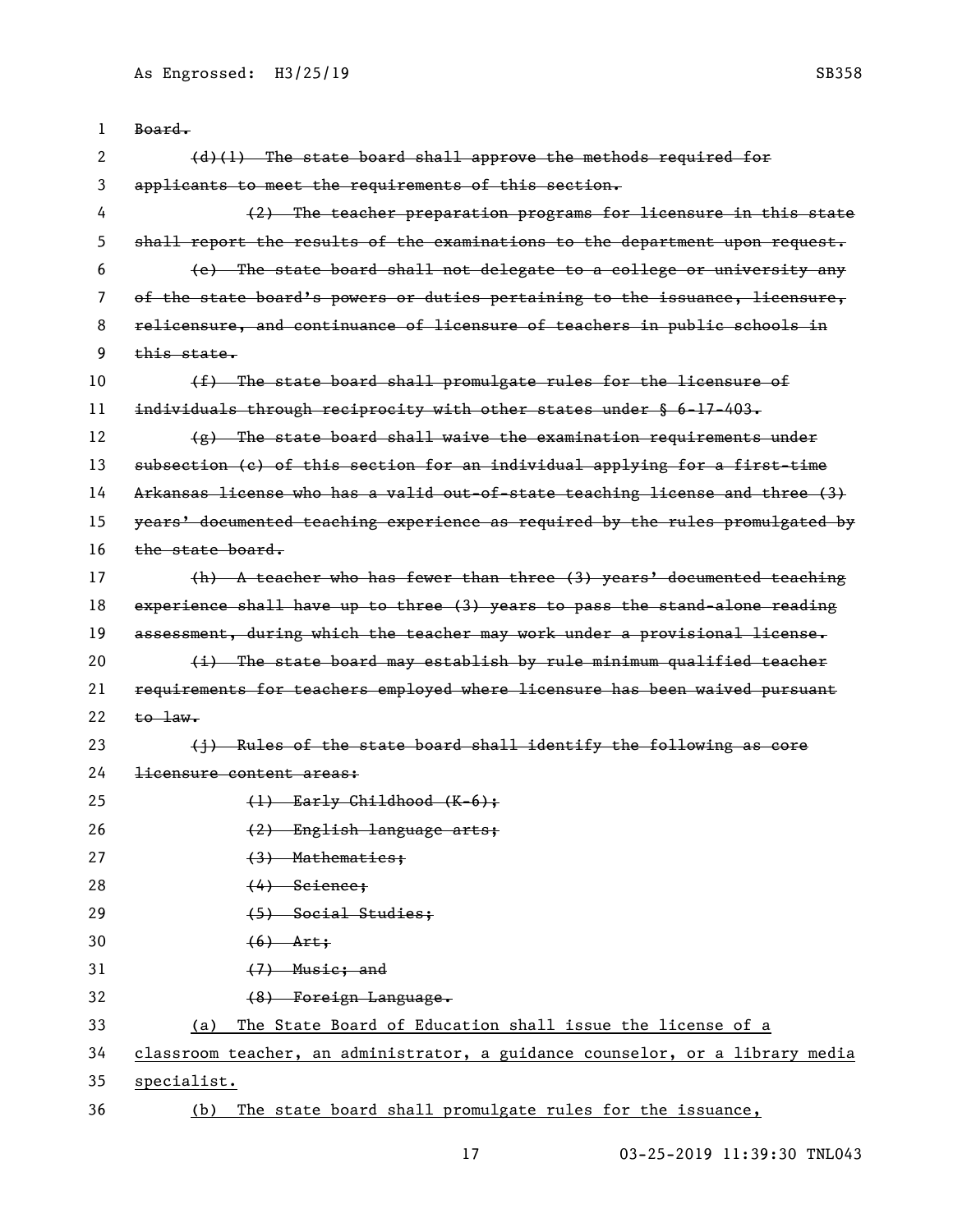~~Board.~~

~~(d)(1) The state board shall approve the methods required for applicants to meet the requirements of this section.~~

~~(2) The teacher preparation programs for licensure in this state shall report the results of the examinations to the department upon request.~~

~~(e) The state board shall not delegate to a college or university any of the state board's powers or duties pertaining to the issuance, licensure, relicensure, and continuance of licensure of teachers in public schools in this state.~~

~~(f) The state board shall promulgate rules for the licensure of individuals through reciprocity with other states under § 6-17-403.~~

~~(g) The state board shall waive the examination requirements under subsection (c) of this section for an individual applying for a first-time Arkansas license who has a valid out-of-state teaching license and three (3) years' documented teaching experience as required by the rules promulgated by the state board.~~

~~(h) A teacher who has fewer than three (3) years' documented teaching experience shall have up to three (3) years to pass the stand-alone reading assessment, during which the teacher may work under a provisional license.~~

~~(i) The state board may establish by rule minimum qualified teacher requirements for teachers employed where licensure has been waived pursuant to law.~~

~~(j) Rules of the state board shall identify the following as core licensure content areas:~~

~~(1) Early Childhood (K-6);~~

~~(2) English language arts;~~

~~(3) Mathematics;~~

~~(4) Science;~~

~~(5) Social Studies;~~

~~(6) Art;~~

~~(7) Music; and~~

~~(8) Foreign Language.~~

<u>(a) The State Board of Education shall issue the license of a classroom teacher, an administrator, a guidance counselor, or a library media specialist.</u>

<u>(b) The state board shall promulgate rules for the issuance,</u>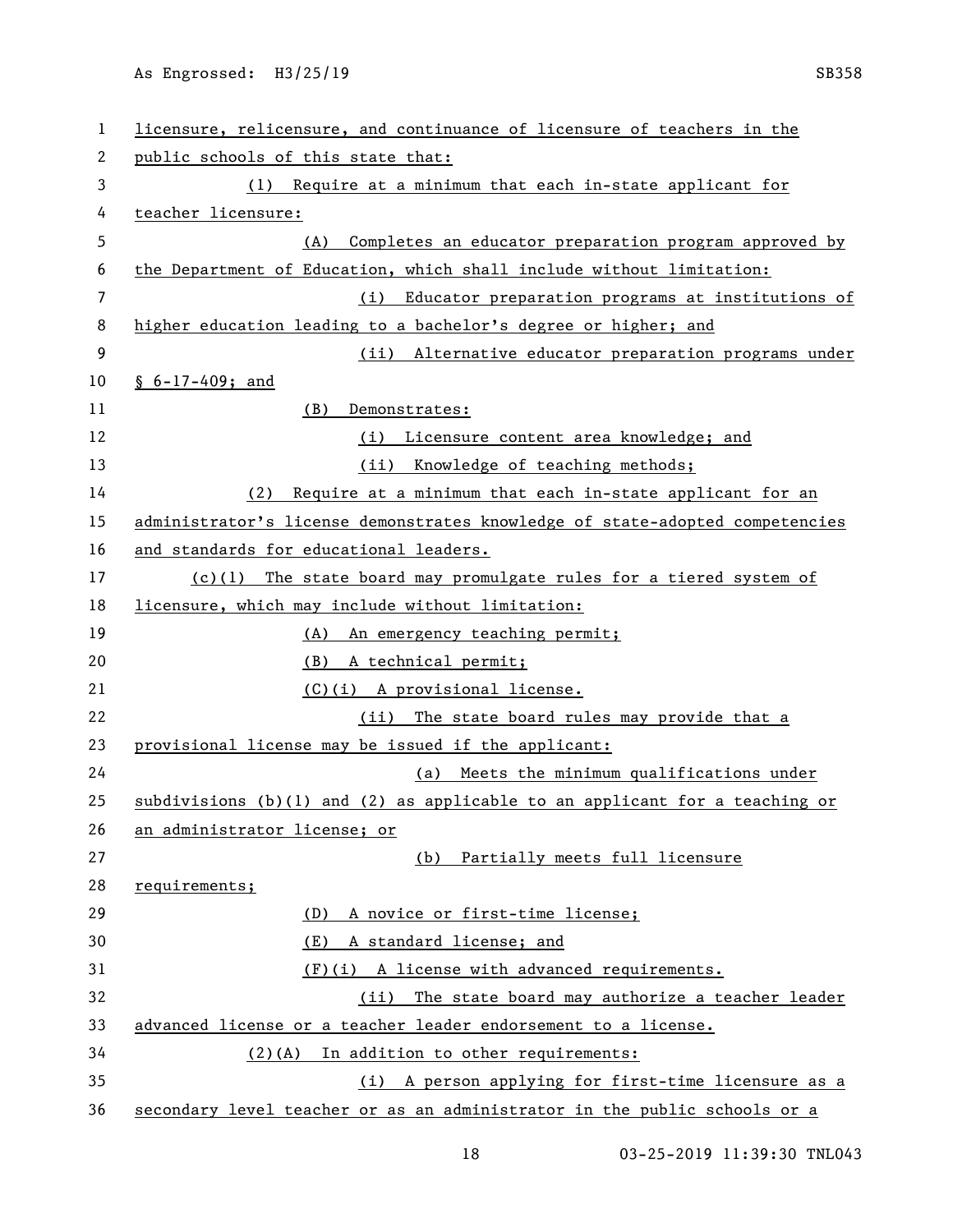licensure, relicensure, and continuance of licensure of teachers in the public schools of this state that:

(1) Require at a minimum that each in-state applicant for teacher licensure:

(A) Completes an educator preparation program approved by the Department of Education, which shall include without limitation:

(i) Educator preparation programs at institutions of higher education leading to a bachelor's degree or higher; and

(ii) Alternative educator preparation programs under § 6-17-409; and

(B) Demonstrates:

(i) Licensure content area knowledge; and

(ii) Knowledge of teaching methods;

(2) Require at a minimum that each in-state applicant for an administrator's license demonstrates knowledge of state-adopted competencies and standards for educational leaders.

(c)(1) The state board may promulgate rules for a tiered system of licensure, which may include without limitation:

(A) An emergency teaching permit;

(B) A technical permit;

(C)(i) A provisional license.

(ii) The state board rules may provide that a provisional license may be issued if the applicant:

(a) Meets the minimum qualifications under subdivisions (b)(1) and (2) as applicable to an applicant for a teaching or an administrator license; or

(b) Partially meets full licensure requirements;

(D) A novice or first-time license;

(E) A standard license; and

(F)(i) A license with advanced requirements.

(ii) The state board may authorize a teacher leader advanced license or a teacher leader endorsement to a license.

(2)(A) In addition to other requirements:

(i) A person applying for first-time licensure as a secondary level teacher or as an administrator in the public schools or a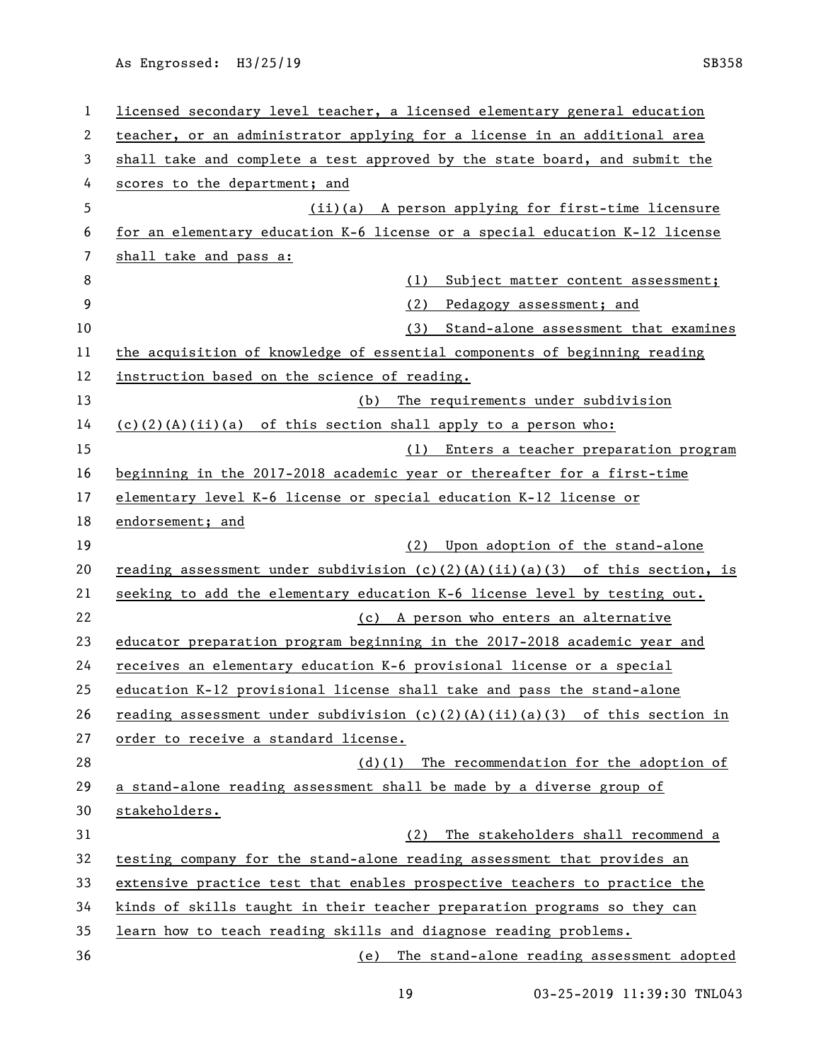licensed secondary level teacher, a licensed elementary general education teacher, or an administrator applying for a license in an additional area shall take and complete a test approved by the state board, and submit the scores to the department; and

(ii)(a) A person applying for first-time licensure for an elementary education K-6 license or a special education K-12 license shall take and pass a:

(1) Subject matter content assessment;

(2) Pedagogy assessment; and

(3) Stand-alone assessment that examines the acquisition of knowledge of essential components of beginning reading instruction based on the science of reading.

(b) The requirements under subdivision (c)(2)(A)(ii)(a) of this section shall apply to a person who:

(1) Enters a teacher preparation program beginning in the 2017-2018 academic year or thereafter for a first-time elementary level K-6 license or special education K-12 license or endorsement; and

(2) Upon adoption of the stand-alone reading assessment under subdivision (c)(2)(A)(ii)(a)(3) of this section, is seeking to add the elementary education K-6 license level by testing out.

(c) A person who enters an alternative educator preparation program beginning in the 2017-2018 academic year and receives an elementary education K-6 provisional license or a special education K-12 provisional license shall take and pass the stand-alone reading assessment under subdivision (c)(2)(A)(ii)(a)(3) of this section in order to receive a standard license.

(d)(1) The recommendation for the adoption of a stand-alone reading assessment shall be made by a diverse group of stakeholders.

(2) The stakeholders shall recommend a testing company for the stand-alone reading assessment that provides an extensive practice test that enables prospective teachers to practice the kinds of skills taught in their teacher preparation programs so they can learn how to teach reading skills and diagnose reading problems.

(e) The stand-alone reading assessment adopted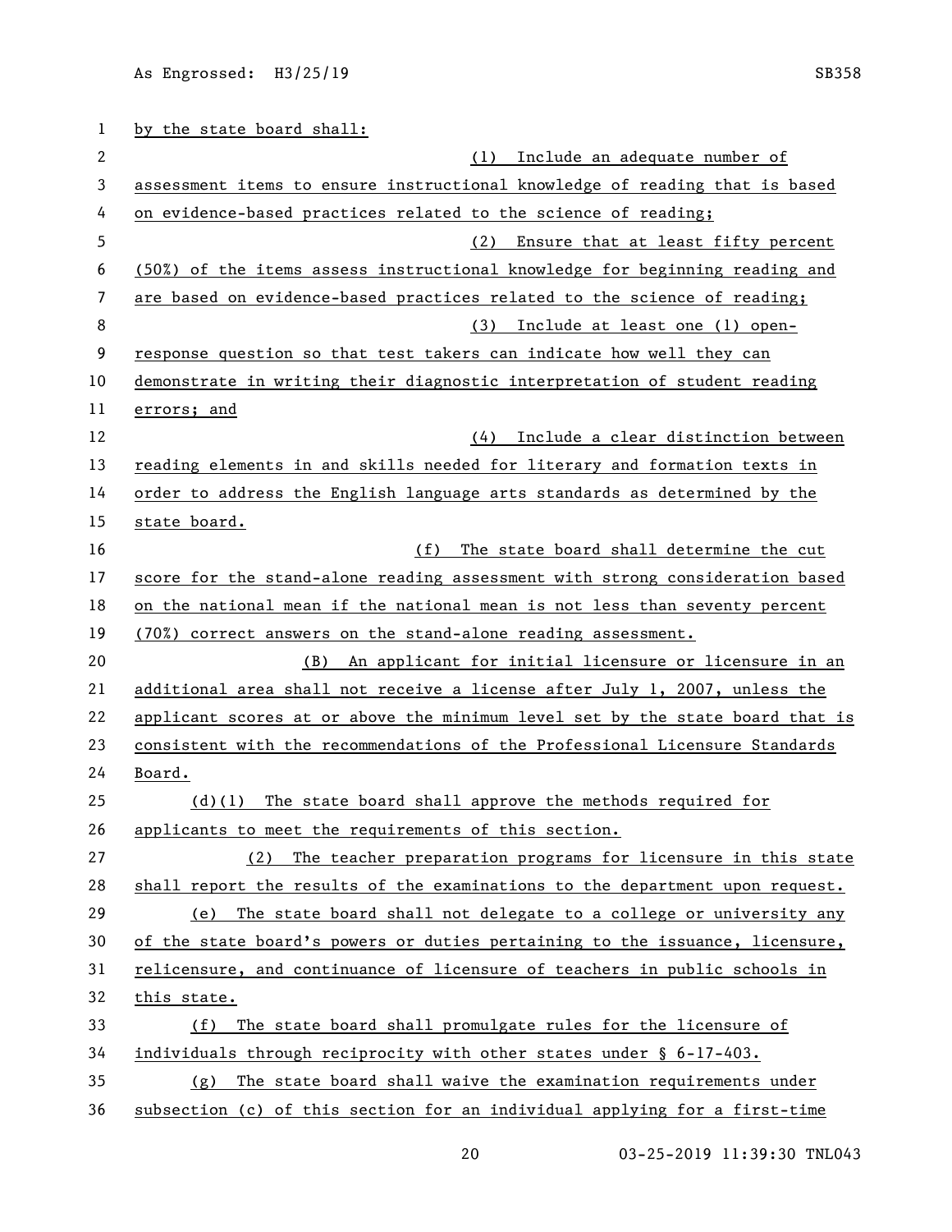by the state board shall:

(1) Include an adequate number of assessment items to ensure instructional knowledge of reading that is based on evidence-based practices related to the science of reading;

(2) Ensure that at least fifty percent (50%) of the items assess instructional knowledge for beginning reading and are based on evidence-based practices related to the science of reading;

(3) Include at least one (1) open-response question so that test takers can indicate how well they can demonstrate in writing their diagnostic interpretation of student reading errors; and

(4) Include a clear distinction between reading elements in and skills needed for literary and formation texts in order to address the English language arts standards as determined by the state board.

(f) The state board shall determine the cut score for the stand-alone reading assessment with strong consideration based on the national mean if the national mean is not less than seventy percent (70%) correct answers on the stand-alone reading assessment.

(B) An applicant for initial licensure or licensure in an additional area shall not receive a license after July 1, 2007, unless the applicant scores at or above the minimum level set by the state board that is consistent with the recommendations of the Professional Licensure Standards Board.

(d)(1) The state board shall approve the methods required for applicants to meet the requirements of this section.

(2) The teacher preparation programs for licensure in this state shall report the results of the examinations to the department upon request.

(e) The state board shall not delegate to a college or university any of the state board's powers or duties pertaining to the issuance, licensure, relicensure, and continuance of licensure of teachers in public schools in this state.

(f) The state board shall promulgate rules for the licensure of individuals through reciprocity with other states under § 6-17-403.

(g) The state board shall waive the examination requirements under subsection (c) of this section for an individual applying for a first-time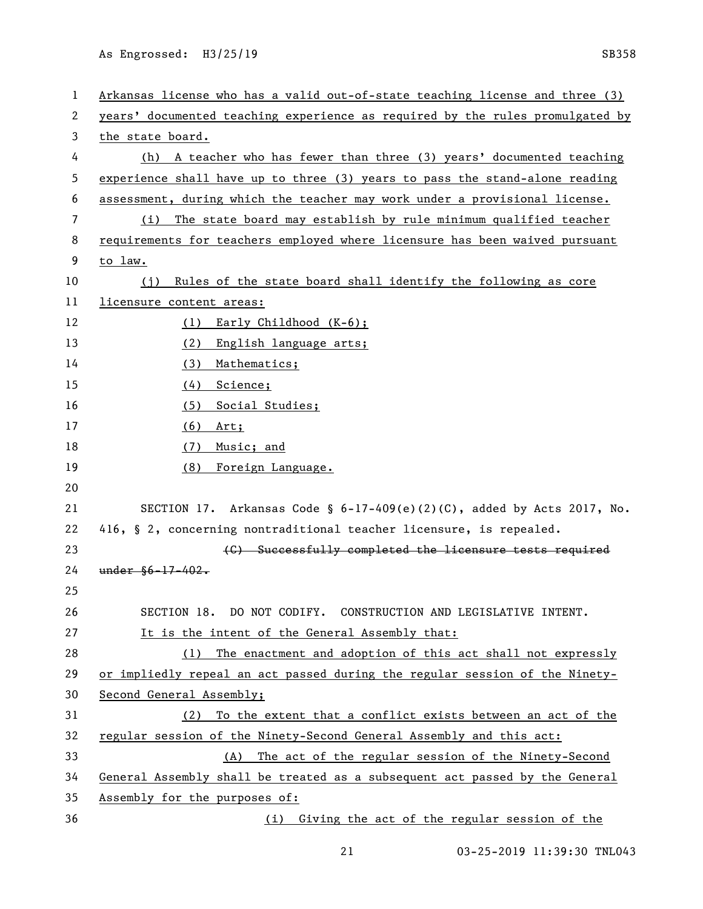Arkansas license who has a valid out-of-state teaching license and three (3) years' documented teaching experience as required by the rules promulgated by the state board.

(h) A teacher who has fewer than three (3) years' documented teaching experience shall have up to three (3) years to pass the stand-alone reading assessment, during which the teacher may work under a provisional license.

(i) The state board may establish by rule minimum qualified teacher requirements for teachers employed where licensure has been waived pursuant to law.

(j) Rules of the state board shall identify the following as core licensure content areas:

(1) Early Childhood (K-6);

(2) English language arts;

(3) Mathematics;

(4) Science;

(5) Social Studies;

(6) Art;

(7) Music; and

(8) Foreign Language.

SECTION 17. Arkansas Code § 6-17-409(e)(2)(C), added by Acts 2017, No. 416, § 2, concerning nontraditional teacher licensure, is repealed.

~~(C) Successfully completed the licensure tests required under §6-17-402.~~

SECTION 18. DO NOT CODIFY. CONSTRUCTION AND LEGISLATIVE INTENT.

It is the intent of the General Assembly that:

(1) The enactment and adoption of this act shall not expressly or impliedly repeal an act passed during the regular session of the Ninety-Second General Assembly;

(2) To the extent that a conflict exists between an act of the regular session of the Ninety-Second General Assembly and this act:

(A) The act of the regular session of the Ninety-Second General Assembly shall be treated as a subsequent act passed by the General Assembly for the purposes of:

(i) Giving the act of the regular session of the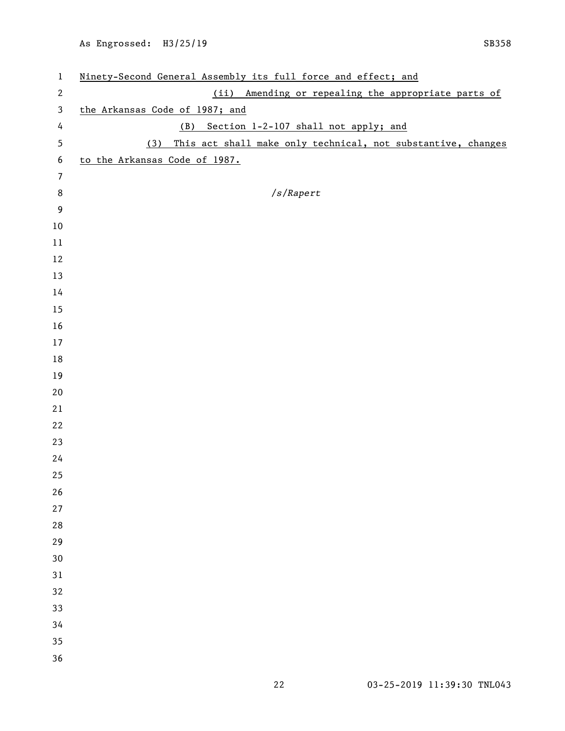Ninety-Second General Assembly its full force and effect; and

(ii) Amending or repealing the appropriate parts of the Arkansas Code of 1987; and

(B) Section 1-2-107 shall not apply; and

(3) This act shall make only technical, not substantive, changes to the Arkansas Code of 1987.

*/s/Rapert*